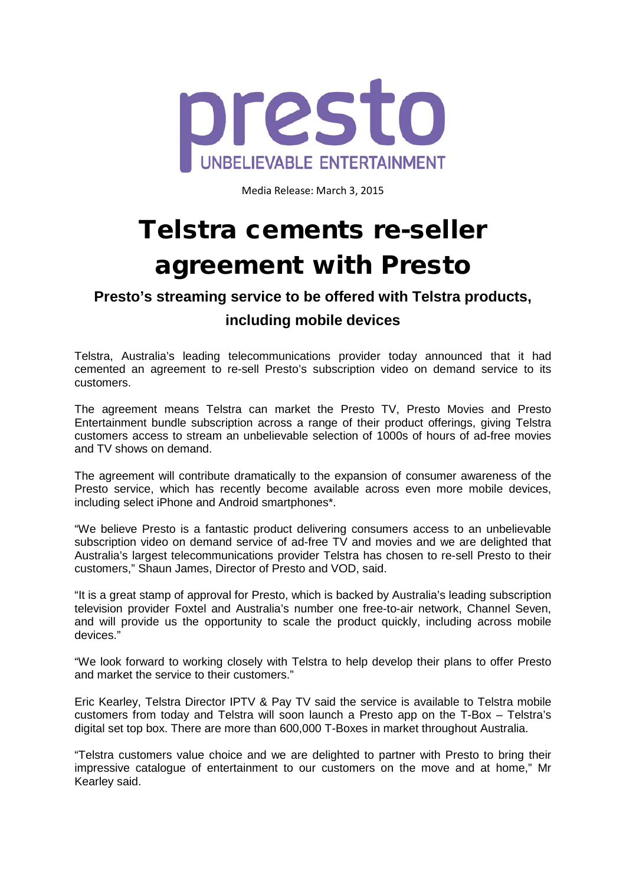presto

UNBELIEVABLE ENTERTAINMENT

Media Release: March 3, 2015

# Telstra cements re-seller agreement with Presto

### Presto's streaming service to be offered with Telstra products, including mobile devices

Telstra, Australia's leading telecommunications provider today announced that it had cemented an agreement to re-sell Presto's subscription video on demand service to its customers.

The agreement means Telstra can market the Presto TV, Presto Movies and Presto Entertainment bundle subscription across a range of their product offerings, giving Telstra customers access to stream an unbelievable selection of 1000s of hours of ad-free movies and TV shows on demand.

The agreement will contribute dramatically to the expansion of consumer awareness of the Presto service, which has recently become available across even more mobile devices, including select iPhone and Android smartphones*.

"We believe Presto is a fantastic product delivering consumers access to an unbelievable subscription video on demand service of ad-free TV and movies and we are delighted that Australia's largest telecommunications provider Telstra has chosen to re-sell Presto to their customers," Shaun James, Director of Presto and VOD, said.

"It is a great stamp of approval for Presto, which is backed by Australia's leading subscription television provider Foxtel and Australia's number one free-to-air network, Channel Seven, and will provide us the opportunity to scale the product quickly, including across mobile devices."

"We look forward to working closely with Telstra to help develop their plans to offer Presto and market the service to their customers."

Eric Kearley, Telstra Director IPTV & Pay TV said the service is available to Telstra mobile customers from today and Telstra will soon launch a Presto app on the T-Box – Telstra's digital set top box. There are more than 600,000 T-Boxes in market throughout Australia.

"Telstra customers value choice and we are delighted to partner with Presto to bring their impressive catalogue of entertainment to our customers on the move and at home," Mr Kearley said.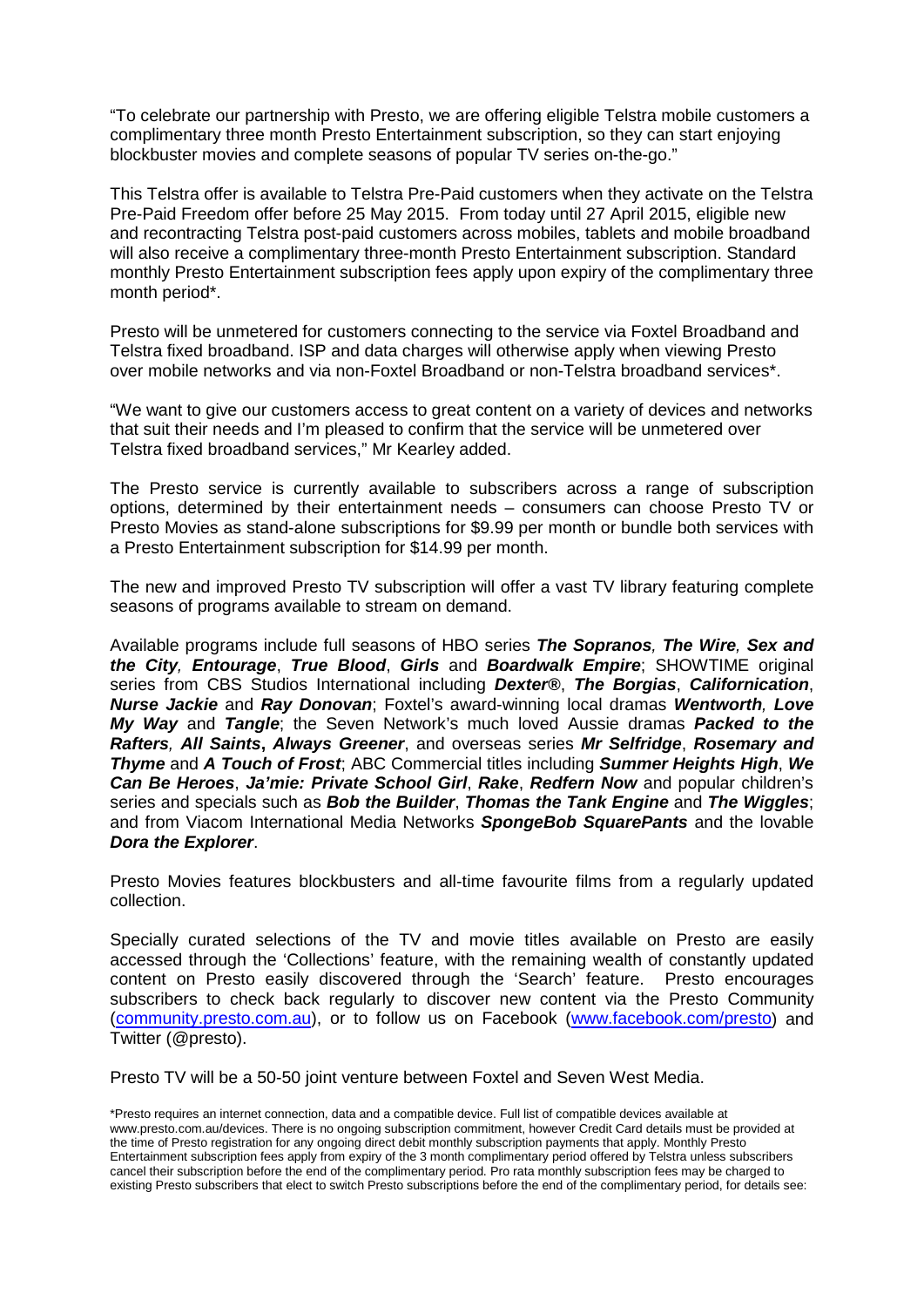"To celebrate our partnership with Presto, we are offering eligible Telstra mobile customers a complimentary three month Presto Entertainment subscription, so they can start enjoying blockbuster movies and complete seasons of popular TV series on-the-go."

This Telstra offer is available to Telstra Pre-Paid customers when they activate on the Telstra Pre-Paid Freedom offer before 25 May 2015. From today until 27 April 2015, eligible new and recontracting Telstra post-paid customers across mobiles, tablets and mobile broadband will also receive a complimentary three-month Presto Entertainment subscription. Standard monthly Presto Entertainment subscription fees apply upon expiry of the complimentary three month period*.

Presto will be unmetered for customers connecting to the service via Foxtel Broadband and Telstra fixed broadband. ISP and data charges will otherwise apply when viewing Presto over mobile networks and via non-Foxtel Broadband or non-Telstra broadband services*.

"We want to give our customers access to great content on a variety of devices and networks that suit their needs and I'm pleased to confirm that the service will be unmetered over Telstra fixed broadband services," Mr Kearley added.

The Presto service is currently available to subscribers across a range of subscription options, determined by their entertainment needs – consumers can choose Presto TV or Presto Movies as stand-alone subscriptions for $9.99 per month or bundle both services with a Presto Entertainment subscription for $14.99 per month.

The new and improved Presto TV subscription will offer a vast TV library featuring complete seasons of programs available to stream on demand.

Available programs include full seasons of HBO series ***The Sopranos*, *The Wire*, *Sex and the City*, *Entourage***, ***True Blood***, ***Girls*** and ***Boardwalk Empire***; SHOWTIME original series from CBS Studios International including ***Dexter®***, ***The Borgias***, ***Californication***, ***Nurse Jackie*** and ***Ray Donovan***; Foxtel's award-winning local dramas ***Wentworth*, *Love My Way*** and ***Tangle***; the Seven Network's much loved Aussie dramas ***Packed to the Rafters*, *All Saints*, *Always Greener***, and overseas series ***Mr Selfridge***, ***Rosemary and Thyme*** and ***A Touch of Frost***; ABC Commercial titles including ***Summer Heights High***, ***We Can Be Heroes***, ***Ja'mie: Private School Girl***, ***Rake***, ***Redfern Now*** and popular children's series and specials such as ***Bob the Builder***, ***Thomas the Tank Engine*** and ***The Wiggles***; and from Viacom International Media Networks ***SpongeBob SquarePants*** and the lovable ***Dora the Explorer***.

Presto Movies features blockbusters and all-time favourite films from a regularly updated collection.

Specially curated selections of the TV and movie titles available on Presto are easily accessed through the 'Collections' feature, with the remaining wealth of constantly updated content on Presto easily discovered through the 'Search' feature. Presto encourages subscribers to check back regularly to discover new content via the Presto Community (community.presto.com.au), or to follow us on Facebook (www.facebook.com/presto) and Twitter (@presto).

Presto TV will be a 50-50 joint venture between Foxtel and Seven West Media.

*Presto requires an internet connection, data and a compatible device. Full list of compatible devices available at www.presto.com.au/devices. There is no ongoing subscription commitment, however Credit Card details must be provided at the time of Presto registration for any ongoing direct debit monthly subscription payments that apply. Monthly Presto Entertainment subscription fees apply from expiry of the 3 month complimentary period offered by Telstra unless subscribers cancel their subscription before the end of the complimentary period. Pro rata monthly subscription fees may be charged to existing Presto subscribers that elect to switch Presto subscriptions before the end of the complimentary period, for details see: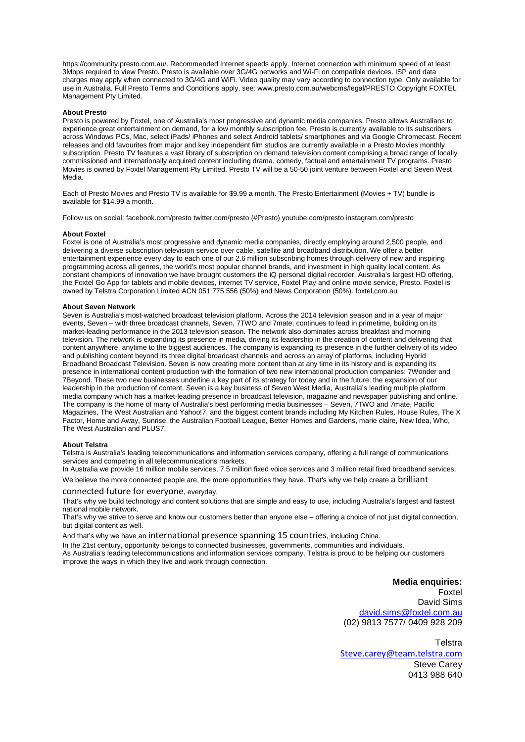https://community.presto.com.au/. Recommended Internet speeds apply. Internet connection with minimum speed of at least 3Mbps required to view Presto. Presto is available over 3G/4G networks and Wi-Fi on compatible devices. ISP and data charges may apply when connected to 3G/4G and WiFi. Video quality may vary according to connection type. Only available for use in Australia. Full Presto Terms and Conditions apply, see: www.presto.com.au/webcms/legal/PRESTO.Copyright FOXTEL Management Pty Limited.

**About Presto**

Presto is powered by Foxtel, one of Australia's most progressive and dynamic media companies. Presto allows Australians to experience great entertainment on demand, for a low monthly subscription fee. Presto is currently available to its subscribers across Windows PCs, Mac, select iPads/ iPhones and select Android tablets/ smartphones and via Google Chromecast. Recent releases and old favourites from major and key independent film studios are currently available in a Presto Movies monthly subscription. Presto TV features a vast library of subscription on demand television content comprising a broad range of locally commissioned and internationally acquired content including drama, comedy, factual and entertainment TV programs. Presto Movies is owned by Foxtel Management Pty Limited. Presto TV will be a 50-50 joint venture between Foxtel and Seven West Media.

Each of Presto Movies and Presto TV is available for $9.99 a month. The Presto Entertainment (Movies + TV) bundle is available for $14.99 a month.

Follow us on social: facebook.com/presto twitter.com/presto (#Presto) youtube.com/presto instagram.com/presto

**About Foxtel**

Foxtel is one of Australia's most progressive and dynamic media companies, directly employing around 2,500 people, and delivering a diverse subscription television service over cable, satellite and broadband distribution. We offer a better entertainment experience every day to each one of our 2.6 million subscribing homes through delivery of new and inspiring programming across all genres, the world's most popular channel brands, and investment in high quality local content. As constant champions of innovation we have brought customers the iQ personal digital recorder, Australia's largest HD offering, the Foxtel Go App for tablets and mobile devices, internet TV service, Foxtel Play and online movie service, Presto. Foxtel is owned by Telstra Corporation Limited ACN 051 775 556 (50%) and News Corporation (50%). foxtel.com.au

**About Seven Network**

Seven is Australia's most-watched broadcast television platform. Across the 2014 television season and in a year of major events, Seven – with three broadcast channels, Seven, 7TWO and 7mate, continues to lead in primetime, building on its market-leading performance in the 2013 television season. The network also dominates across breakfast and morning television. The network is expanding its presence in media, driving its leadership in the creation of content and delivering that content anywhere, anytime to the biggest audiences. The company is expanding its presence in the further delivery of its video and publishing content beyond its three digital broadcast channels and across an array of platforms, including Hybrid Broadband Broadcast Television. Seven is now creating more content than at any time in its history and is expanding its presence in international content production with the formation of two new international production companies: 7Wonder and 7Beyond. These two new businesses underline a key part of its strategy for today and in the future: the expansion of our leadership in the production of content. Seven is a key business of Seven West Media, Australia's leading multiple platform media company which has a market-leading presence in broadcast television, magazine and newspaper publishing and online. The company is the home of many of Australia's best performing media businesses – Seven, 7TWO and 7mate, Pacific Magazines, The West Australian and Yahoo!7, and the biggest content brands including My Kitchen Rules, House Rules, The X Factor, Home and Away, Sunrise, the Australian Football League, Better Homes and Gardens, marie claire, New Idea, Who, The West Australian and PLUS7.

**About Telstra**

Telstra is Australia's leading telecommunications and information services company, offering a full range of communications services and competing in all telecommunications markets.

In Australia we provide 16 million mobile services, 7.5 million fixed voice services and 3 million retail fixed broadband services.

We believe the more connected people are, the more opportunities they have. That's why we help create a brilliant connected future for everyone, everyday.

That's why we build technology and content solutions that are simple and easy to use, including Australia's largest and fastest national mobile network.

That's why we strive to serve and know our customers better than anyone else – offering a choice of not just digital connection, but digital content as well.

And that's why we have an international presence spanning 15 countries, including China.

In the 21st century, opportunity belongs to connected businesses, governments, communities and individuals.

As Australia's leading telecommunications and information services company, Telstra is proud to be helping our customers improve the ways in which they live and work through connection.

**Media enquiries:**

Foxtel
David Sims
david.sims@foxtel.com.au
(02) 9813 7577/ 0409 928 209

Telstra
Steve.carey@team.telstra.com
Steve Carey
0413 988 640